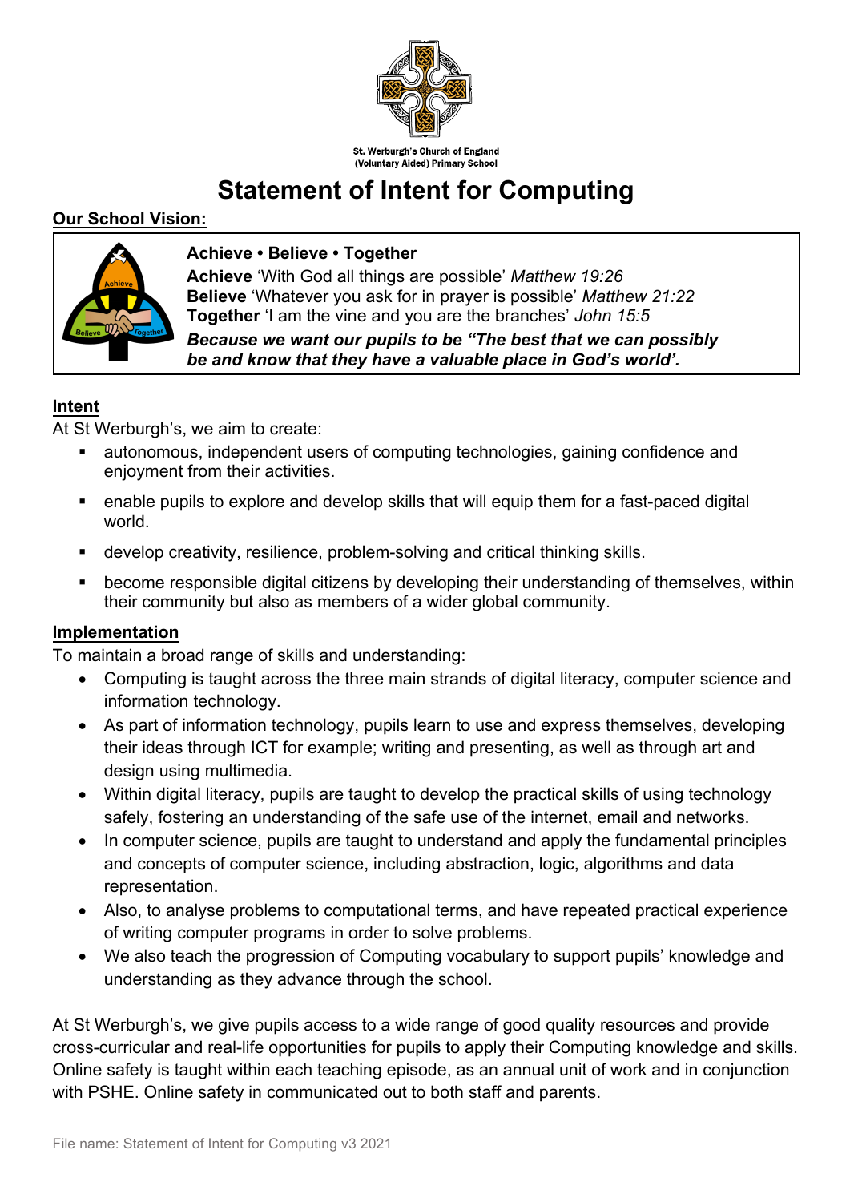St. Werburgh's Church of England
(Voluntary Aided) Primary School

# Statement of Intent for Computing

## Our School Vision:

**Achieve • Believe • Together**

**Achieve** 'With God all things are possible' *Matthew 19:26*
**Believe** 'Whatever you ask for in prayer is possible' *Matthew 21:22*
**Together** 'I am the vine and you are the branches' *John 15:5*

***Because we want our pupils to be "The best that we can possibly be and know that they have a valuable place in God's world'.***

## Intent

At St Werburgh's, we aim to create:

- autonomous, independent users of computing technologies, gaining confidence and enjoyment from their activities.
- enable pupils to explore and develop skills that will equip them for a fast-paced digital world.
- develop creativity, resilience, problem-solving and critical thinking skills.
- become responsible digital citizens by developing their understanding of themselves, within their community but also as members of a wider global community.

## Implementation

To maintain a broad range of skills and understanding:

- Computing is taught across the three main strands of digital literacy, computer science and information technology.
- As part of information technology, pupils learn to use and express themselves, developing their ideas through ICT for example; writing and presenting, as well as through art and design using multimedia.
- Within digital literacy, pupils are taught to develop the practical skills of using technology safely, fostering an understanding of the safe use of the internet, email and networks.
- In computer science, pupils are taught to understand and apply the fundamental principles and concepts of computer science, including abstraction, logic, algorithms and data representation.
- Also, to analyse problems to computational terms, and have repeated practical experience of writing computer programs in order to solve problems.
- We also teach the progression of Computing vocabulary to support pupils' knowledge and understanding as they advance through the school.

At St Werburgh's, we give pupils access to a wide range of good quality resources and provide cross-curricular and real-life opportunities for pupils to apply their Computing knowledge and skills. Online safety is taught within each teaching episode, as an annual unit of work and in conjunction with PSHE. Online safety in communicated out to both staff and parents.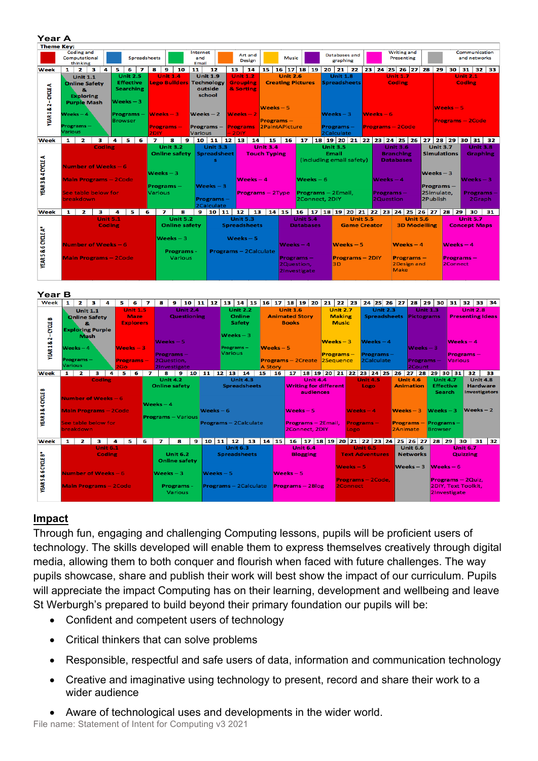## Year A

**Theme Key:**

| | | | | | | | | | | | | | | | | | |
|---|---|---|---|---|---|---|---|---|---|---|---|---|---|---|---|---|---|
| (red) | Coding and Computational thinking | (blue) | Spreadsheets | (green) | Internet and Email | (orange) | Art and Design | (yellow) | Music | (purple) | Databases and graphing | (pink) | Writing and Presenting | (grey) | Communication and networks | | |

**YEAR 1 & 2 – CYCLE A**

| Weeks | Unit | Details |
|---|---|---|
| 1–4 | Unit 1.1 Online Safety & Exploring Purple Mash | Weeks – 4; Programs – Various |
| 5–7 | Unit 2.5 Effective Searching | Weeks – 3; Programs – Browser |
| 8–10 | Unit 1.4 Lego Builders | Weeks – 3; Programs – 2DIY |
| 11–12 | Unit 1.9 Technology outside school | Weeks – 2; Programs – Various |
| 13–14 | Unit 1.2 Grouping & Sorting | Weeks – 2; Programs – 2DIY |
| 15–19 | Unit 2.6 Creating Pictures | Weeks – 5; Programs – 2PaintAPicture |
| 20–22 | Unit 1.8 Spreadsheets | Weeks – 3; Programs – 2Calculate |
| 23–28 | Unit 1.7 Coding | Weeks – 6; Programs – 2Code |
| 29–33 | Unit 2.1 Coding | Weeks – 5; Programs – 2Code |

**YEAR 3 & 4 CYCLE A**

| Weeks | Unit | Details |
|---|---|---|
| 1–6 | Coding | Number of Weeks – 6; Main Programs – 2Code; See table below for breakdown |
| 7–9 | Unit 3.2 Online safety | Weeks – 3; Programs – Various |
| 10–12 | Unit 3.3 Spreadsheets | Weeks – 3; Programs – 2Calculate |
| 13–16 | Unit 3.4 Touch Typing | Weeks – 4; Programs – 2Type |
| 17–22 | Unit 3.5 Email (including email safety) | Weeks – 6; Programs – 2Email, 2Connect, 2DIY |
| 23–26 | Unit 3.6 Branching Databases | Weeks – 4; Programs – 2Question |
| 27–29 | Unit 3.7 Simulations | Weeks – 3; Programs – 2Simulate, 2Publish |
| 30–32 | Unit 3.8 Graphing | Weeks – 3; Programs – 2Graph |

**YEAR 5 & 6 CYCLE A***

| Weeks | Unit | Details |
|---|---|---|
| 1–6 | Unit 5.1 Coding | Number of Weeks – 6; Main Programs – 2Code |
| 7–9 | Unit 5.2 Online safety | Weeks – 3; Programs - Various |
| 10–14 | Unit 5.3 Spreadsheets | Weeks – 5; Programs – 2Calculate |
| 15–18 | Unit 5.4 Databases | Weeks – 4; Programs – 2Question, 2Investigate |
| 19–23 | Unit 5.5 Game Creator | Weeks – 5; Programs – 2DIY 3D |
| 23–26 | Unit 5.6 3D Modelling | Weeks – 4; Programs – 2Design and Make |
| 27–31 | Unit 5.7 Concept Maps | Weeks – 4; Programs – 2Connect |

## Year B

**YEAR 1 & 2 – CYCLE B**

| Weeks | Unit | Details |
|---|---|---|
| 1–4 | Unit 1.1 Online Safety & Exploring Purple Mash | Weeks – 4; Programs – Various |
| 5–7 | Unit 1.5 Maze Explorers | Weeks – 3; Programs – 2Go |
| 8–12 | Unit 2.4 Questioning | Weeks – 5; Programs – 2Question, 2Investigate |
| 13–15 | Unit 2.2 Online Safety | Weeks – 3; Programs – Various |
| 16–20 | Unit 1.6 Animated Story Books | Weeks – 5; Programs – 2Create A Story |
| 21–23 | Unit 2.7 Making Music | Weeks – 3; Programs – 2Sequence |
| 24–27 | Unit 2.3 Spreadsheets | Weeks – 4; Programs – 2Calculate |
| 28–30 | Unit 1.3 Pictograms | Weeks – 3; Programs – 2Count |
| 31–34 | Unit 2.8 Presenting Ideas | Weeks – 4; Programs – Various |

**YEAR 3 & 4 CYCLE B**

| Weeks | Unit | Details |
|---|---|---|
| 1–6 | Coding | Number of Weeks – 6; Main Programs – 2Code; See table below for breakdown |
| 7–10 | Unit 4.2 Online safety | Weeks – 4; Programs – Various |
| 11–16 | Unit 4.3 Spreadsheets | Weeks – 6; Programs – 2Calculate |
| 17–21 | Unit 4.4 Writing for different audiences | Weeks – 5; Programs – 2Email, 2Connect, 2DIY |
| 22–25 | Unit 4.5 Logo | Weeks – 4; Programs – Logo |
| 26–28 | Unit 4.6 Animation | Weeks – 3; Programs – 2Animate |
| 29–31 | Unit 4.7 Effective Search | Weeks – 3; Programs – Browser |
| 32–33 | Unit 4.8 Hardware Investigators | Weeks – 2 |

**YEAR 5 & 6 CYCLE B***

| Weeks | Unit | Details |
|---|---|---|
| 1–6 | Unit 6.1 Coding | Number of Weeks – 6; Main Programs – 2Code |
| 7–9 | Unit 6.2 Online safety | Weeks – 3; Programs - Various |
| 10–14 | Unit 6.3 Spreadsheets | Weeks – 5; Programs – 2Calculate |
| 15–19 | Unit 6.4 Blogging | Weeks – 5; Programs – 2Blog |
| 20–24 | Unit 6.5 Text Adventures | Weeks – 5; Programs – 2Code, 2Connect |
| 25–27 | Unit 6.6 Networks | Weeks – 3 |
| 28–32 | Unit 6.7 Quizzing | Weeks – 6; Programs – 2Quiz, 2DIY, Text Toolkit, 2Investigate |

## Impact

Through fun, engaging and challenging Computing lessons, pupils will be proficient users of technology. The skills developed will enable them to express themselves creatively through digital media, allowing them to both conquer and flourish when faced with future challenges. The way pupils showcase, share and publish their work will best show the impact of our curriculum. Pupils will appreciate the impact Computing has on their learning, development and wellbeing and leave St Werburgh's prepared to build beyond their primary foundation our pupils will be:

- Confident and competent users of technology
- Critical thinkers that can solve problems
- Responsible, respectful and safe users of data, information and communication technology
- Creative and imaginative using technology to present, record and share their work to a wider audience
- Aware of technological uses and developments in the wider world.

File name: Statement of Intent for Computing v3 2021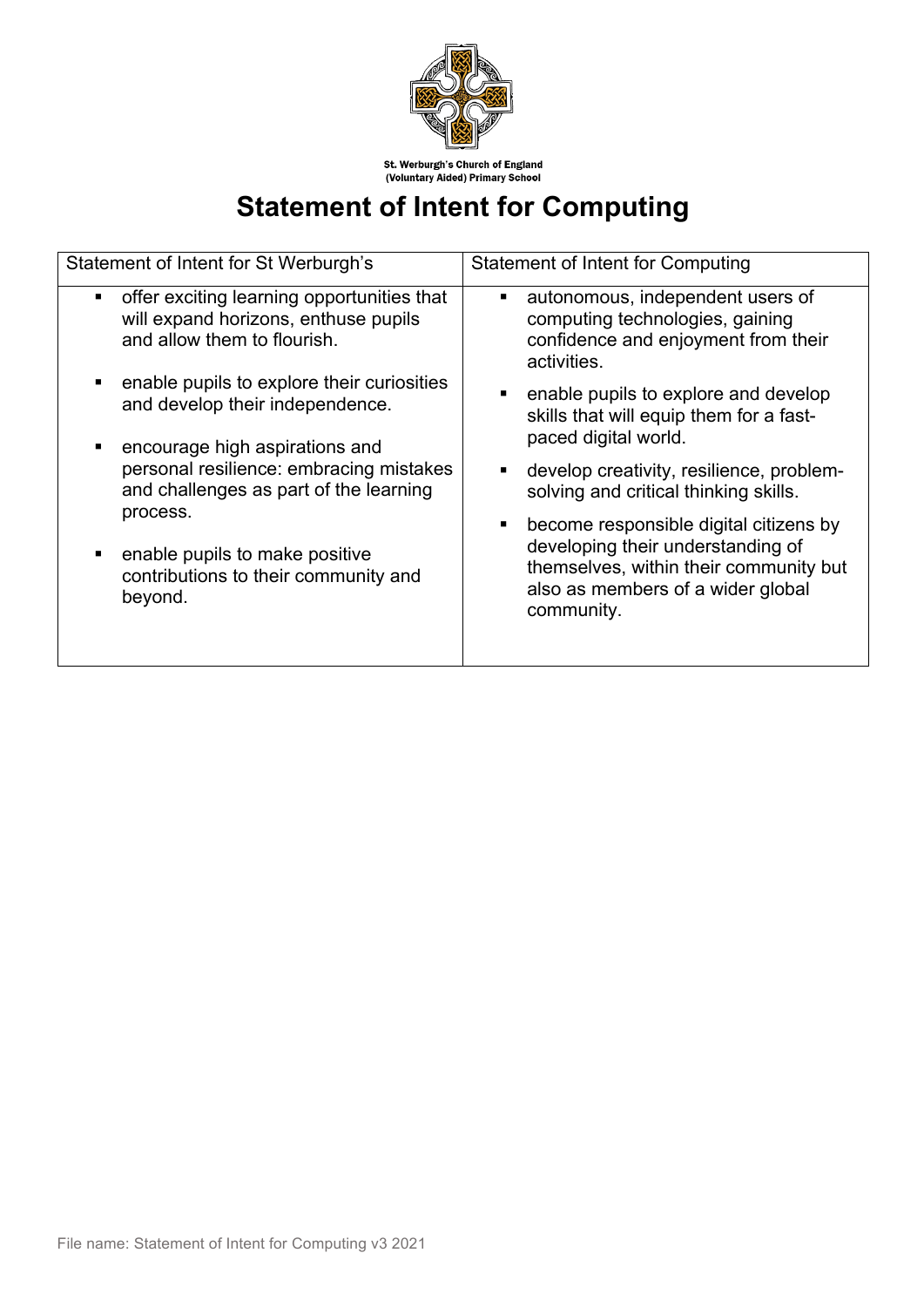St. Werburgh's Church of England
(Voluntary Aided) Primary School

# Statement of Intent for Computing

| Statement of Intent for St Werburgh's | Statement of Intent for Computing |
| --- | --- |
| ▪ offer exciting learning opportunities that will expand horizons, enthuse pupils and allow them to flourish.<br><br>▪ enable pupils to explore their curiosities and develop their independence.<br><br>▪ encourage high aspirations and personal resilience: embracing mistakes and challenges as part of the learning process.<br><br>▪ enable pupils to make positive contributions to their community and beyond. | ▪ autonomous, independent users of computing technologies, gaining confidence and enjoyment from their activities.<br><br>▪ enable pupils to explore and develop skills that will equip them for a fast-paced digital world.<br><br>▪ develop creativity, resilience, problem-solving and critical thinking skills.<br><br>▪ become responsible digital citizens by developing their understanding of themselves, within their community but also as members of a wider global community. |

File name: Statement of Intent for Computing v3 2021